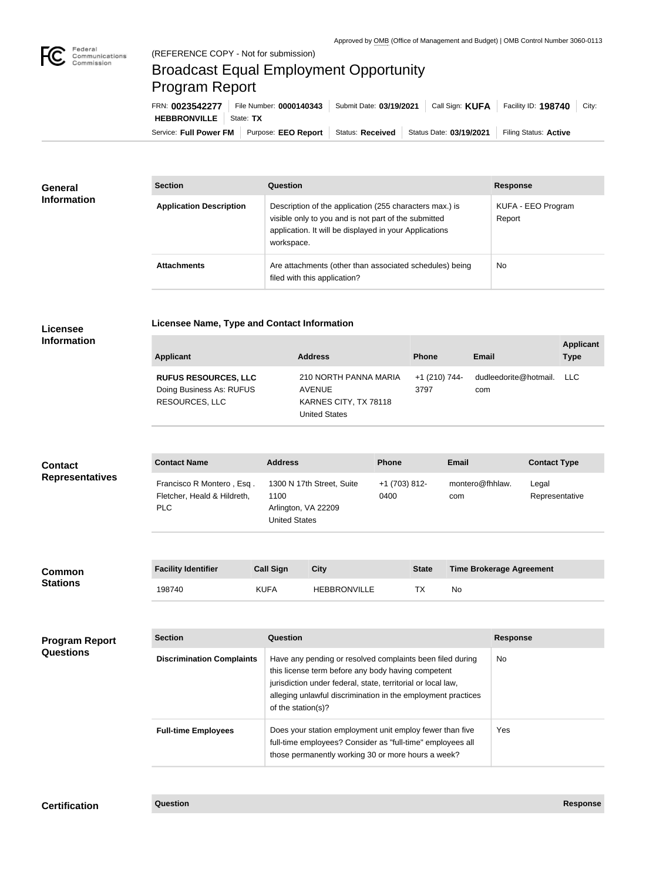Approved by OMB (Office of Management and Budget) | OMB Control Number 3060-0113

(REFERENCE COPY - Not for submission)

# Broadcast Equal Employment Opportunity Program Report

FRN: **0023542277** | File Number: **0000140343** | Submit Date: **03/19/2021** | Call Sign: **KUFA** | Facility ID: **198740** | City: **HEBBRONVILLE** | State: **TX**

Service: **Full Power FM** | Purpose: **EEO Report** | Status: **Received** | Status Date: **03/19/2021** | Filing Status: **Active**

## General Information

| Section | Question | Response |
| --- | --- | --- |
| **Application Description** | Description of the application (255 characters max.) is visible only to you and is not part of the submitted application. It will be displayed in your Applications workspace. | KUFA - EEO Program Report |
| **Attachments** | Are attachments (other than associated schedules) being filed with this application? | No |

## Licensee Information

### Licensee Name, Type and Contact Information

| Applicant | Address | Phone | Email | Applicant Type |
| --- | --- | --- | --- | --- |
| **RUFUS RESOURCES, LLC** Doing Business As: RUFUS RESOURCES, LLC | 210 NORTH PANNA MARIA AVENUE KARNES CITY, TX 78118 United States | +1 (210) 744-3797 | dudleedorite@hotmail.com | LLC |

## Contact Representatives

| Contact Name | Address | Phone | Email | Contact Type |
| --- | --- | --- | --- | --- |
| Francisco R Montero , Esq . Fletcher, Heald & Hildreth, PLC | 1300 N 17th Street, Suite 1100 Arlington, VA 22209 United States | +1 (703) 812-0400 | montero@fhhlaw.com | Legal Representative |

## Common Stations

| Facility Identifier | Call Sign | City | State | Time Brokerage Agreement |
| --- | --- | --- | --- | --- |
| 198740 | KUFA | HEBBRONVILLE | TX | No |

## Program Report Questions

| Section | Question | Response |
| --- | --- | --- |
| **Discrimination Complaints** | Have any pending or resolved complaints been filed during this license term before any body having competent jurisdiction under federal, state, territorial or local law, alleging unlawful discrimination in the employment practices of the station(s)? | No |
| **Full-time Employees** | Does your station employment unit employ fewer than five full-time employees? Consider as "full-time" employees all those permanently working 30 or more hours a week? | Yes |

## Certification

| Question | Response |
| --- | --- |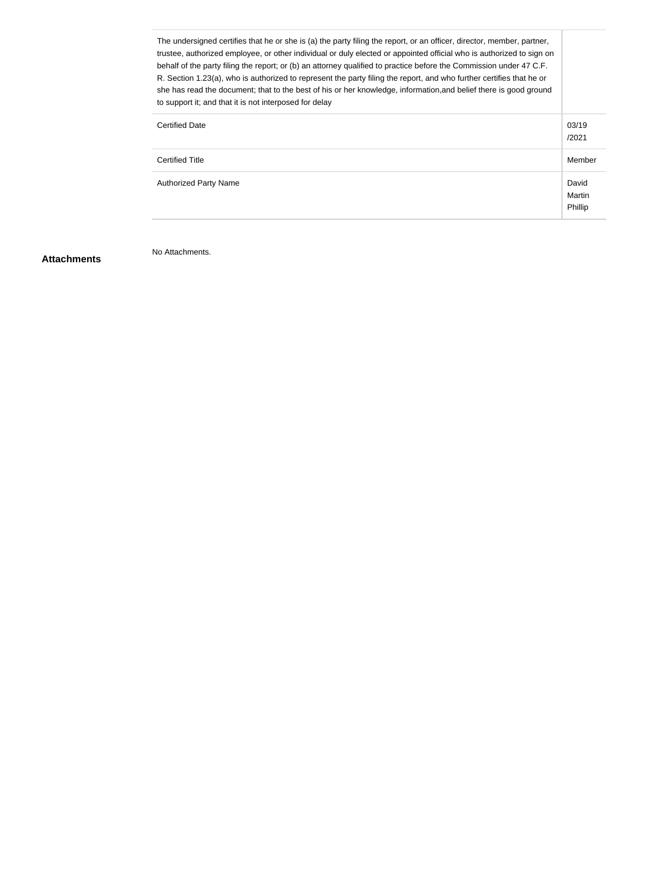| | |
|---|---|
| The undersigned certifies that he or she is (a) the party filing the report, or an officer, director, member, partner, trustee, authorized employee, or other individual or duly elected or appointed official who is authorized to sign on behalf of the party filing the report; or (b) an attorney qualified to practice before the Commission under 47 C.F. R. Section 1.23(a), who is authorized to represent the party filing the report, and who further certifies that he or she has read the document; that to the best of his or her knowledge, information,and belief there is good ground to support it; and that it is not interposed for delay | |
| Certified Date | 03/19/2021 |
| Certified Title | Member |
| Authorized Party Name | David Martin Phillip |

**Attachments**

No Attachments.